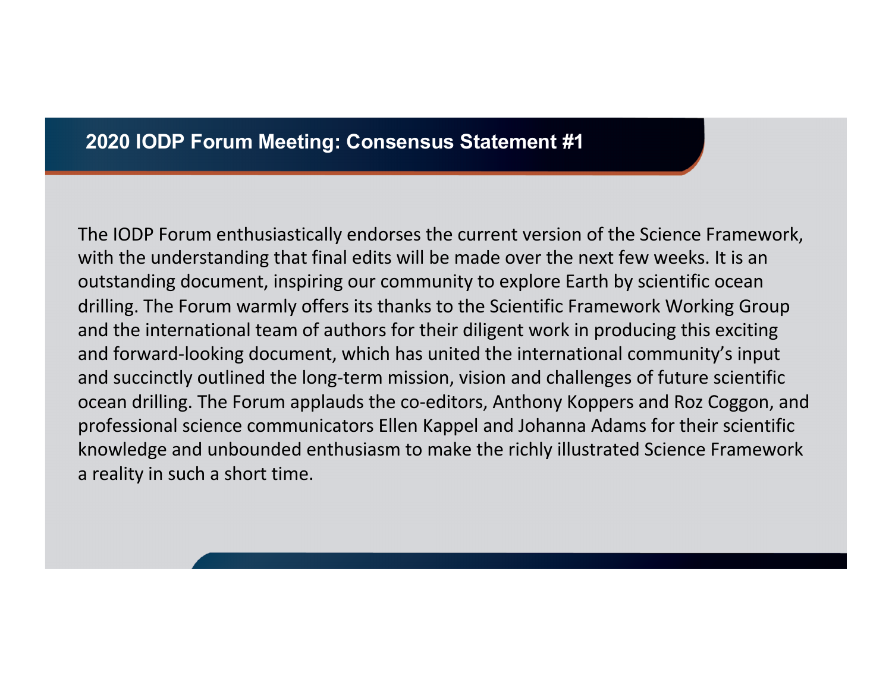## 2020 IODP Forum Meeting: Consensus Statement #1

The IODP Forum enthusiastically endorses the current version of the Science Framework, with the understanding that final edits will be made over the next few weeks. It is an outstanding document, inspiring our community to explore Earth by scientific ocean drilling. The Forum warmly offers its thanks to the Scientific Framework Working Group and the international team of authors for their diligent work in producing this exciting and forward-looking document, which has united the international community's input and succinctly outlined the long-term mission, vision and challenges of future scientific ocean drilling. The Forum applauds the co-editors, Anthony Koppers and Roz Coggon, and professional science communicators Ellen Kappel and Johanna Adams for their scientific knowledge and unbounded enthusiasm to make the richly illustrated Science Framework a reality in such a short time.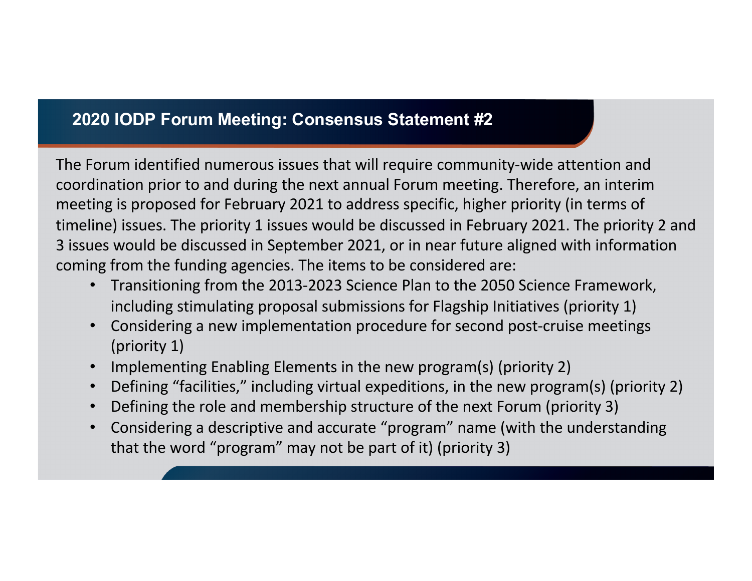## 2020 IODP Forum Meeting: Consensus Statement #2

The Forum identified numerous issues that will require community-wide attention and coordination prior to and during the next annual Forum meeting. Therefore, an interim meeting is proposed for February 2021 to address specific, higher priority (in terms of timeline) issues. The priority 1 issues would be discussed in February 2021. The priority 2 and 3 issues would be discussed in September 2021, or in near future aligned with information coming from the funding agencies. The items to be considered are:

- Transitioning from the 2013-2023 Science Plan to the 2050 Science Framework, including stimulating proposal submissions for Flagship Initiatives (priority 1)
- Considering a new implementation procedure for second post-cruise meetings (priority 1)
- Implementing Enabling Elements in the new program(s) (priority 2)
- Defining “facilities,” including virtual expeditions, in the new program(s) (priority 2)
- Defining the role and membership structure of the next Forum (priority 3)
- Considering a descriptive and accurate “program” name (with the understanding that the word “program” may not be part of it) (priority 3)